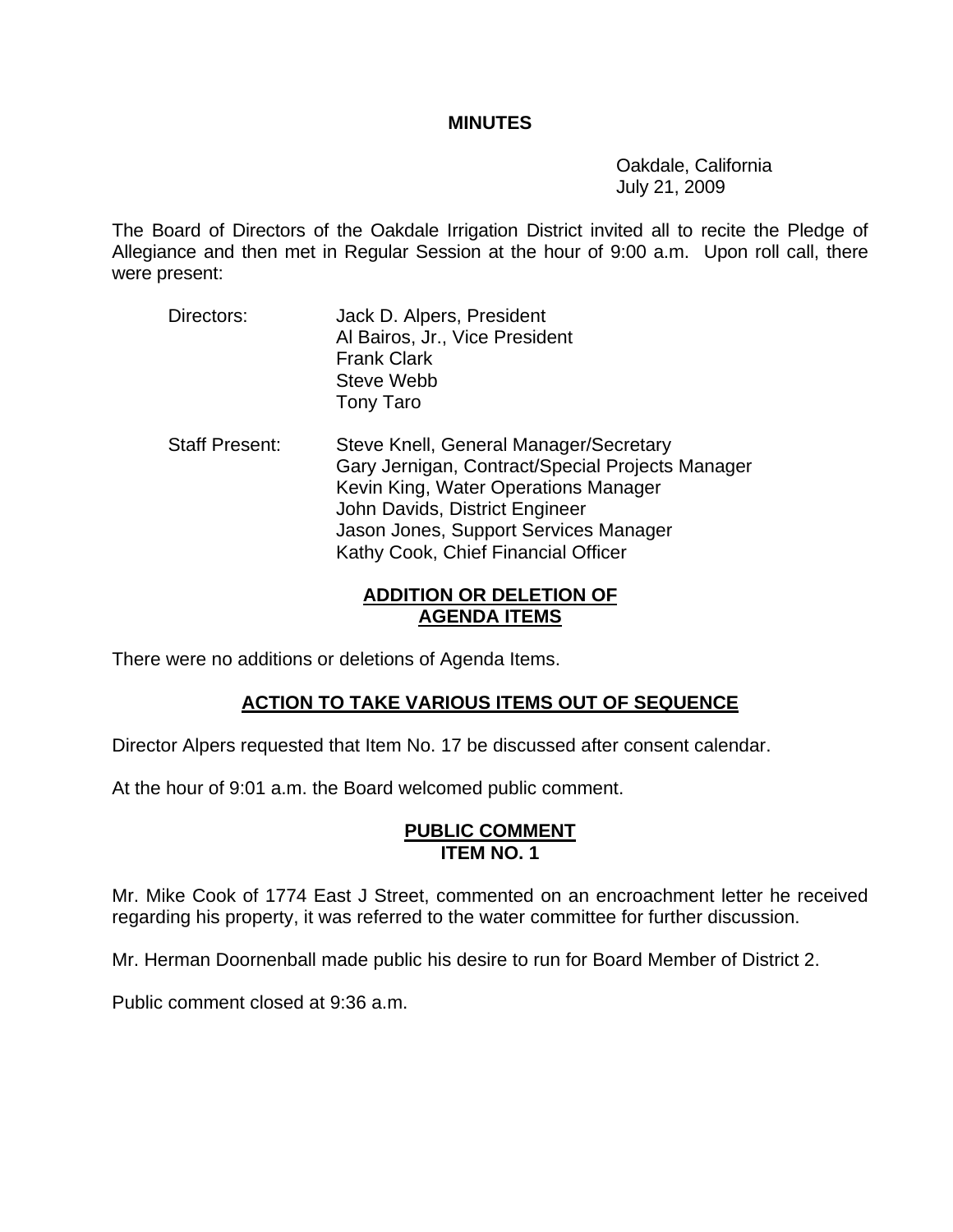# MINUTES

Oakdale, California
July 21, 2009

The Board of Directors of the Oakdale Irrigation District invited all to recite the Pledge of Allegiance and then met in Regular Session at the hour of 9:00 a.m. Upon roll call, there were present:

Directors:
- Jack D. Alpers, President
- Al Bairos, Jr., Vice President
- Frank Clark
- Steve Webb
- Tony Taro

Staff Present:
- Steve Knell, General Manager/Secretary
- Gary Jernigan, Contract/Special Projects Manager
- Kevin King, Water Operations Manager
- John Davids, District Engineer
- Jason Jones, Support Services Manager
- Kathy Cook, Chief Financial Officer

## ADDITION OR DELETION OF AGENDA ITEMS

There were no additions or deletions of Agenda Items.

## ACTION TO TAKE VARIOUS ITEMS OUT OF SEQUENCE

Director Alpers requested that Item No. 17 be discussed after consent calendar.

At the hour of 9:01 a.m. the Board welcomed public comment.

## PUBLIC COMMENT ITEM NO. 1

Mr. Mike Cook of 1774 East J Street, commented on an encroachment letter he received regarding his property, it was referred to the water committee for further discussion.

Mr. Herman Doornenball made public his desire to run for Board Member of District 2.

Public comment closed at 9:36 a.m.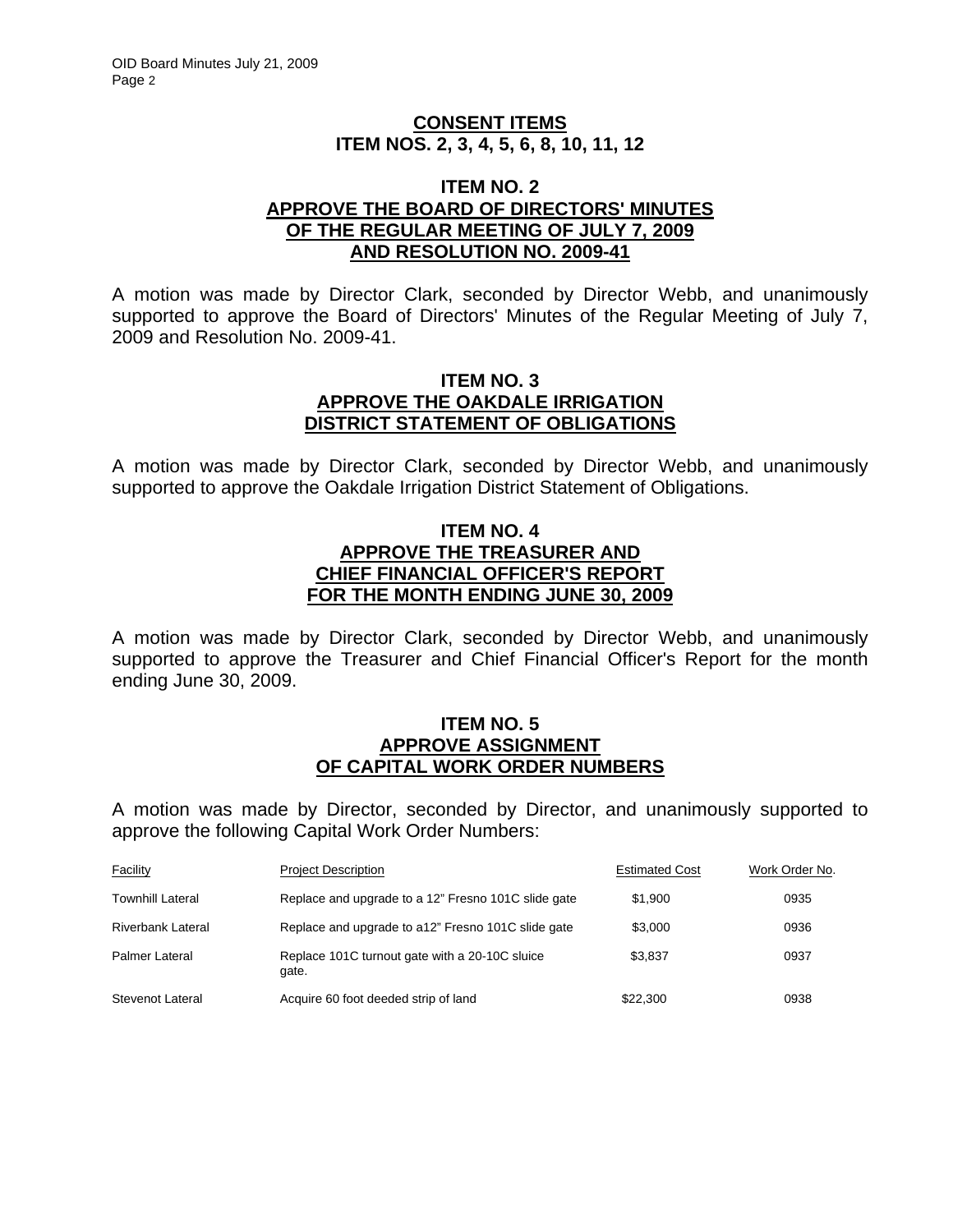## CONSENT ITEMS
## ITEM NOS. 2, 3, 4, 5, 6, 8, 10, 11, 12

### ITEM NO. 2
### APPROVE THE BOARD OF DIRECTORS' MINUTES OF THE REGULAR MEETING OF JULY 7, 2009 AND RESOLUTION NO. 2009-41

A motion was made by Director Clark, seconded by Director Webb, and unanimously supported to approve the Board of Directors' Minutes of the Regular Meeting of July 7, 2009 and Resolution No. 2009-41.

### ITEM NO. 3
### APPROVE THE OAKDALE IRRIGATION DISTRICT STATEMENT OF OBLIGATIONS

A motion was made by Director Clark, seconded by Director Webb, and unanimously supported to approve the Oakdale Irrigation District Statement of Obligations.

### ITEM NO. 4
### APPROVE THE TREASURER AND CHIEF FINANCIAL OFFICER'S REPORT FOR THE MONTH ENDING JUNE 30, 2009

A motion was made by Director Clark, seconded by Director Webb, and unanimously supported to approve the Treasurer and Chief Financial Officer's Report for the month ending June 30, 2009.

### ITEM NO. 5
### APPROVE ASSIGNMENT OF CAPITAL WORK ORDER NUMBERS

A motion was made by Director, seconded by Director, and unanimously supported to approve the following Capital Work Order Numbers:

| Facility | Project Description | Estimated Cost | Work Order No. |
|---|---|---|---|
| Townhill Lateral | Replace and upgrade to a 12" Fresno 101C slide gate | $1,900 | 0935 |
| Riverbank Lateral | Replace and upgrade to a12" Fresno 101C slide gate | $3,000 | 0936 |
| Palmer Lateral | Replace 101C turnout gate with a 20-10C sluice gate. | $3,837 | 0937 |
| Stevenot Lateral | Acquire 60 foot deeded strip of land | $22,300 | 0938 |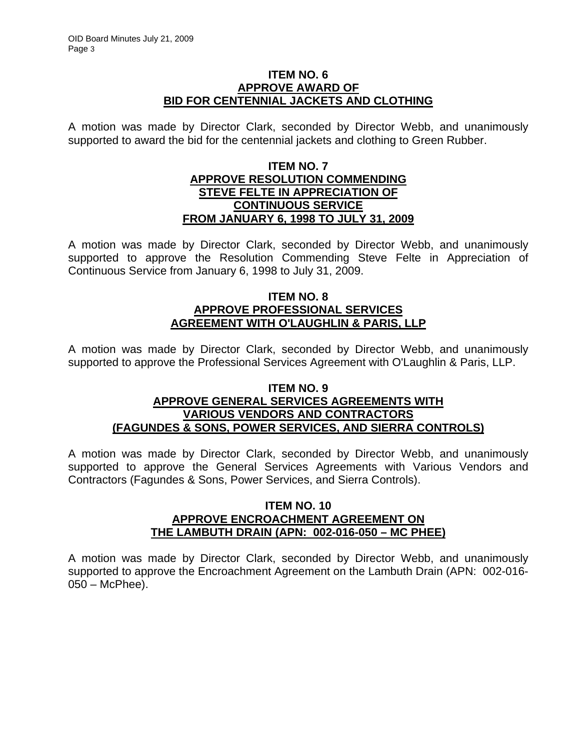**ITEM NO. 6**
**APPROVE AWARD OF**
**BID FOR CENTENNIAL JACKETS AND CLOTHING**

A motion was made by Director Clark, seconded by Director Webb, and unanimously supported to award the bid for the centennial jackets and clothing to Green Rubber.

**ITEM NO. 7**
**APPROVE RESOLUTION COMMENDING**
**STEVE FELTE IN APPRECIATION OF**
**CONTINUOUS SERVICE**
**FROM JANUARY 6, 1998 TO JULY 31, 2009**

A motion was made by Director Clark, seconded by Director Webb, and unanimously supported to approve the Resolution Commending Steve Felte in Appreciation of Continuous Service from January 6, 1998 to July 31, 2009.

**ITEM NO. 8**
**APPROVE PROFESSIONAL SERVICES**
**AGREEMENT WITH O'LAUGHLIN & PARIS, LLP**

A motion was made by Director Clark, seconded by Director Webb, and unanimously supported to approve the Professional Services Agreement with O'Laughlin & Paris, LLP.

**ITEM NO. 9**
**APPROVE GENERAL SERVICES AGREEMENTS WITH**
**VARIOUS VENDORS AND CONTRACTORS**
**(FAGUNDES & SONS, POWER SERVICES, AND SIERRA CONTROLS)**

A motion was made by Director Clark, seconded by Director Webb, and unanimously supported to approve the General Services Agreements with Various Vendors and Contractors (Fagundes & Sons, Power Services, and Sierra Controls).

**ITEM NO. 10**
**APPROVE ENCROACHMENT AGREEMENT ON**
**THE LAMBUTH DRAIN (APN: 002-016-050 – MC PHEE)**

A motion was made by Director Clark, seconded by Director Webb, and unanimously supported to approve the Encroachment Agreement on the Lambuth Drain (APN: 002-016-050 – McPhee).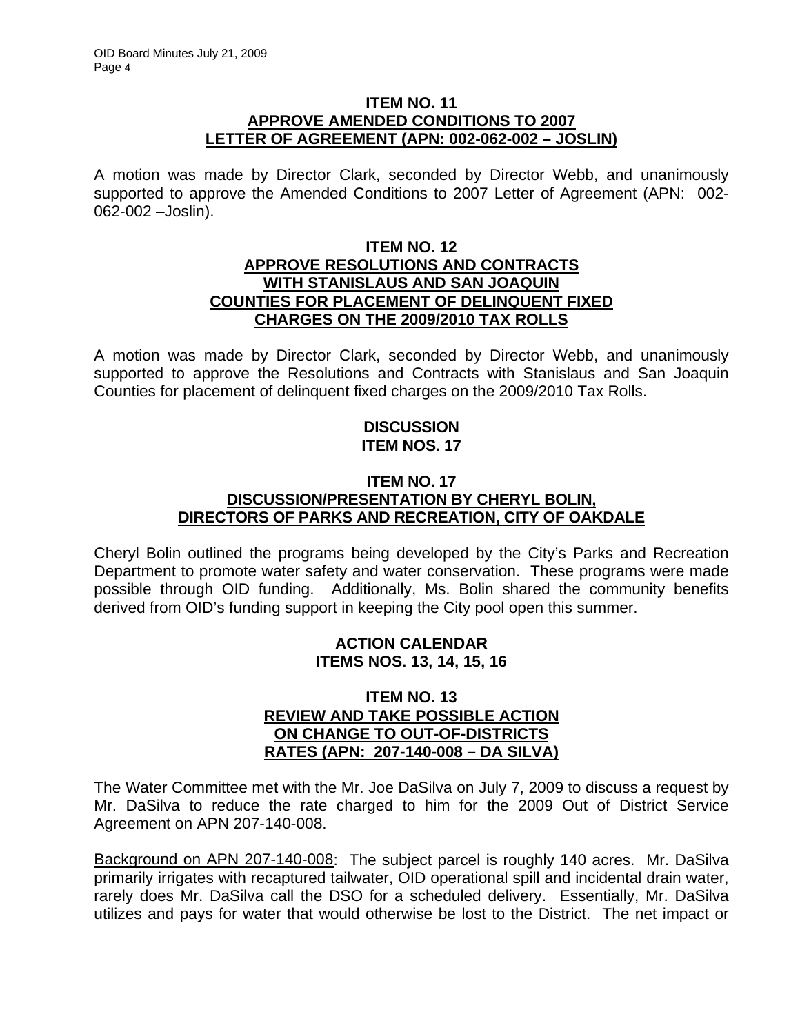### ITEM NO. 11
### APPROVE AMENDED CONDITIONS TO 2007 LETTER OF AGREEMENT (APN: 002-062-002 – JOSLIN)

A motion was made by Director Clark, seconded by Director Webb, and unanimously supported to approve the Amended Conditions to 2007 Letter of Agreement (APN: 002-062-002 –Joslin).

### ITEM NO. 12
### APPROVE RESOLUTIONS AND CONTRACTS WITH STANISLAUS AND SAN JOAQUIN COUNTIES FOR PLACEMENT OF DELINQUENT FIXED CHARGES ON THE 2009/2010 TAX ROLLS

A motion was made by Director Clark, seconded by Director Webb, and unanimously supported to approve the Resolutions and Contracts with Stanislaus and San Joaquin Counties for placement of delinquent fixed charges on the 2009/2010 Tax Rolls.

## DISCUSSION
## ITEM NOS. 17

### ITEM NO. 17
### DISCUSSION/PRESENTATION BY CHERYL BOLIN, DIRECTORS OF PARKS AND RECREATION, CITY OF OAKDALE

Cheryl Bolin outlined the programs being developed by the City's Parks and Recreation Department to promote water safety and water conservation. These programs were made possible through OID funding. Additionally, Ms. Bolin shared the community benefits derived from OID's funding support in keeping the City pool open this summer.

## ACTION CALENDAR
## ITEMS NOS. 13, 14, 15, 16

### ITEM NO. 13
### REVIEW AND TAKE POSSIBLE ACTION ON CHANGE TO OUT-OF-DISTRICTS RATES (APN: 207-140-008 – DA SILVA)

The Water Committee met with the Mr. Joe DaSilva on July 7, 2009 to discuss a request by Mr. DaSilva to reduce the rate charged to him for the 2009 Out of District Service Agreement on APN 207-140-008.

Background on APN 207-140-008: The subject parcel is roughly 140 acres. Mr. DaSilva primarily irrigates with recaptured tailwater, OID operational spill and incidental drain water, rarely does Mr. DaSilva call the DSO for a scheduled delivery. Essentially, Mr. DaSilva utilizes and pays for water that would otherwise be lost to the District. The net impact or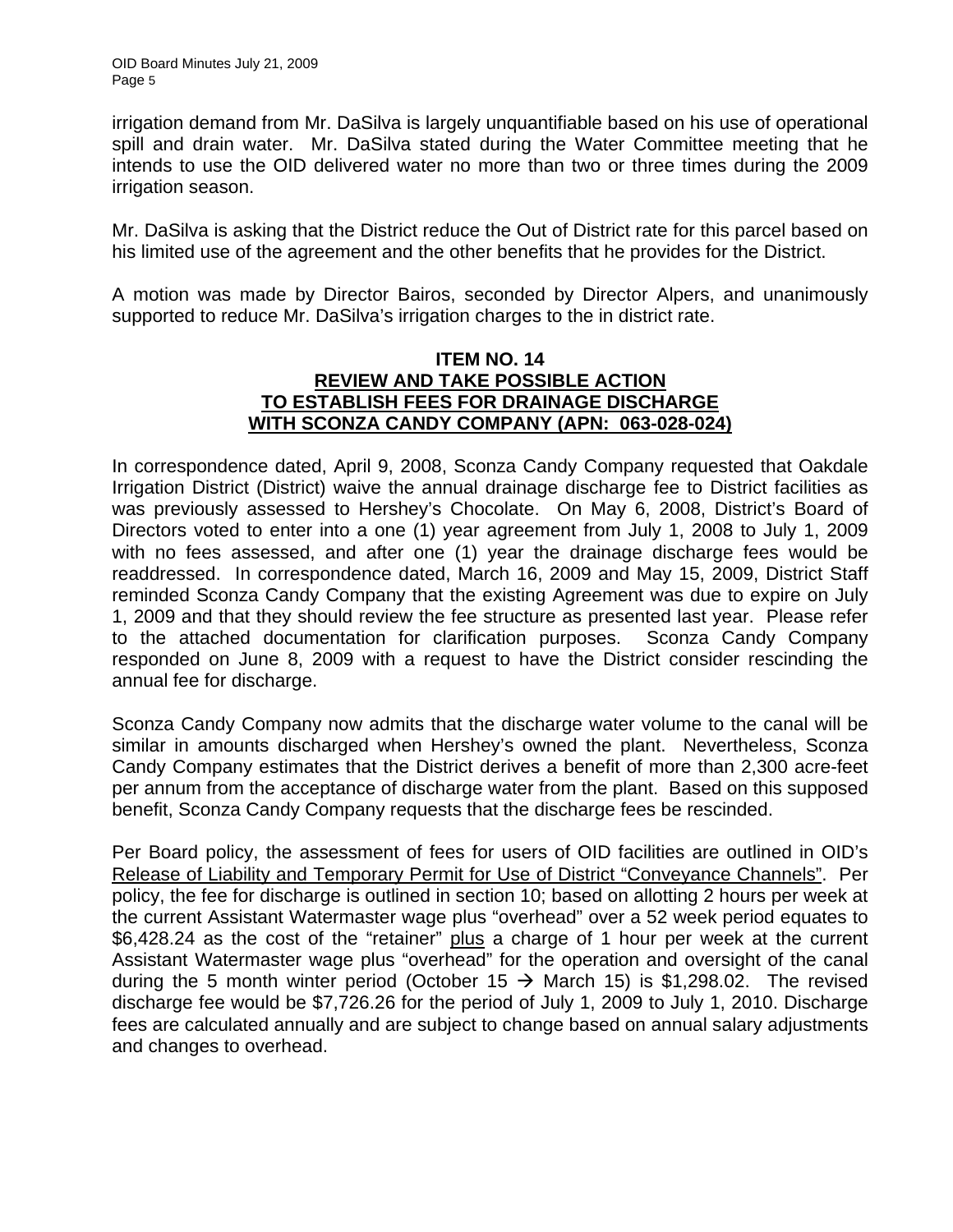irrigation demand from Mr. DaSilva is largely unquantifiable based on his use of operational spill and drain water. Mr. DaSilva stated during the Water Committee meeting that he intends to use the OID delivered water no more than two or three times during the 2009 irrigation season.

Mr. DaSilva is asking that the District reduce the Out of District rate for this parcel based on his limited use of the agreement and the other benefits that he provides for the District.

A motion was made by Director Bairos, seconded by Director Alpers, and unanimously supported to reduce Mr. DaSilva's irrigation charges to the in district rate.

**ITEM NO. 14**
**REVIEW AND TAKE POSSIBLE ACTION TO ESTABLISH FEES FOR DRAINAGE DISCHARGE WITH SCONZA CANDY COMPANY (APN: 063-028-024)**

In correspondence dated, April 9, 2008, Sconza Candy Company requested that Oakdale Irrigation District (District) waive the annual drainage discharge fee to District facilities as was previously assessed to Hershey's Chocolate. On May 6, 2008, District's Board of Directors voted to enter into a one (1) year agreement from July 1, 2008 to July 1, 2009 with no fees assessed, and after one (1) year the drainage discharge fees would be readdressed. In correspondence dated, March 16, 2009 and May 15, 2009, District Staff reminded Sconza Candy Company that the existing Agreement was due to expire on July 1, 2009 and that they should review the fee structure as presented last year. Please refer to the attached documentation for clarification purposes. Sconza Candy Company responded on June 8, 2009 with a request to have the District consider rescinding the annual fee for discharge.

Sconza Candy Company now admits that the discharge water volume to the canal will be similar in amounts discharged when Hershey's owned the plant. Nevertheless, Sconza Candy Company estimates that the District derives a benefit of more than 2,300 acre-feet per annum from the acceptance of discharge water from the plant. Based on this supposed benefit, Sconza Candy Company requests that the discharge fees be rescinded.

Per Board policy, the assessment of fees for users of OID facilities are outlined in OID's Release of Liability and Temporary Permit for Use of District "Conveyance Channels". Per policy, the fee for discharge is outlined in section 10; based on allotting 2 hours per week at the current Assistant Watermaster wage plus "overhead" over a 52 week period equates to $6,428.24 as the cost of the "retainer" plus a charge of 1 hour per week at the current Assistant Watermaster wage plus "overhead" for the operation and oversight of the canal during the 5 month winter period (October 15 → March 15) is $1,298.02. The revised discharge fee would be $7,726.26 for the period of July 1, 2009 to July 1, 2010. Discharge fees are calculated annually and are subject to change based on annual salary adjustments and changes to overhead.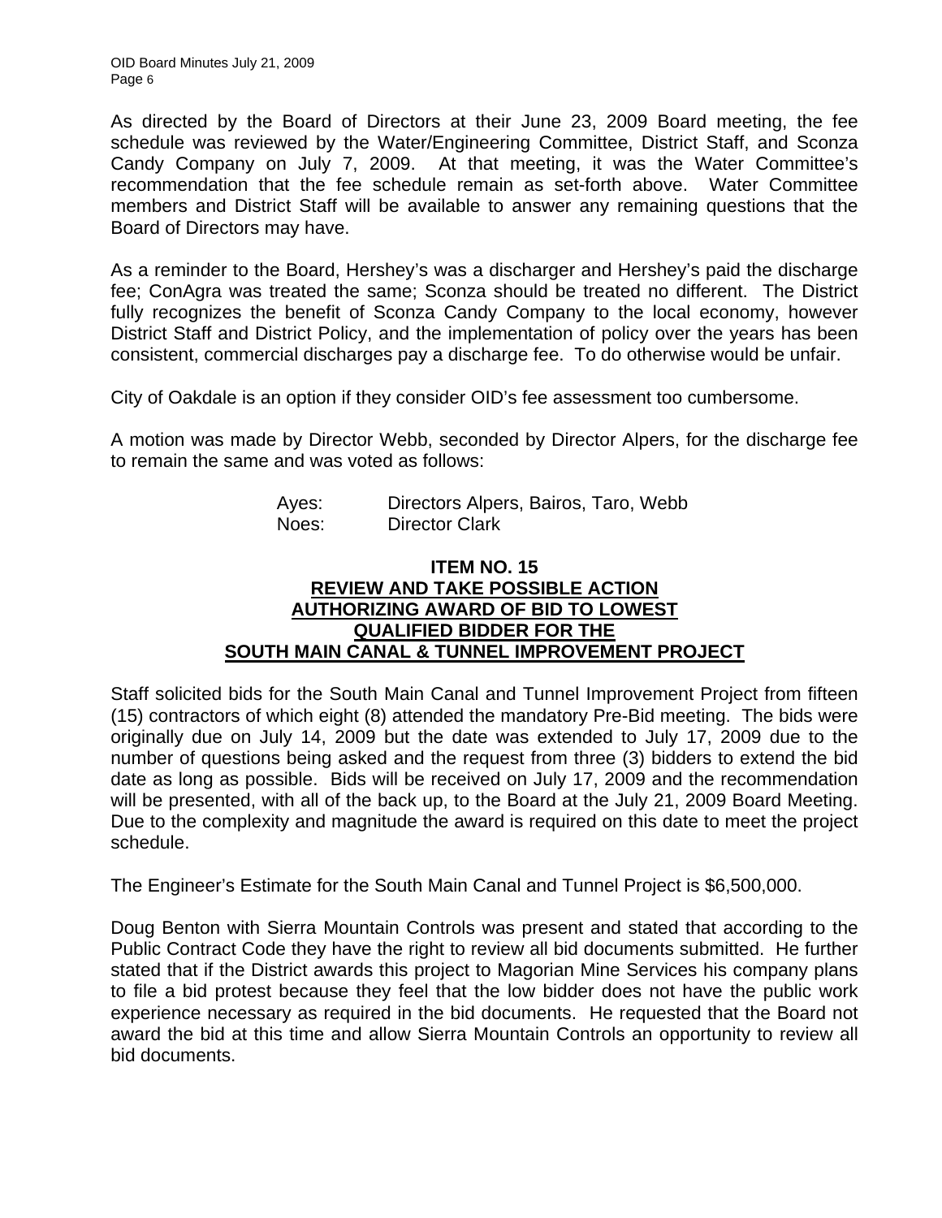As directed by the Board of Directors at their June 23, 2009 Board meeting, the fee schedule was reviewed by the Water/Engineering Committee, District Staff, and Sconza Candy Company on July 7, 2009. At that meeting, it was the Water Committee's recommendation that the fee schedule remain as set-forth above. Water Committee members and District Staff will be available to answer any remaining questions that the Board of Directors may have.

As a reminder to the Board, Hershey's was a discharger and Hershey's paid the discharge fee; ConAgra was treated the same; Sconza should be treated no different. The District fully recognizes the benefit of Sconza Candy Company to the local economy, however District Staff and District Policy, and the implementation of policy over the years has been consistent, commercial discharges pay a discharge fee. To do otherwise would be unfair.

City of Oakdale is an option if they consider OID's fee assessment too cumbersome.

A motion was made by Director Webb, seconded by Director Alpers, for the discharge fee to remain the same and was voted as follows:

Ayes: Directors Alpers, Bairos, Taro, Webb
Noes: Director Clark

## ITEM NO. 15
## REVIEW AND TAKE POSSIBLE ACTION AUTHORIZING AWARD OF BID TO LOWEST QUALIFIED BIDDER FOR THE SOUTH MAIN CANAL & TUNNEL IMPROVEMENT PROJECT

Staff solicited bids for the South Main Canal and Tunnel Improvement Project from fifteen (15) contractors of which eight (8) attended the mandatory Pre-Bid meeting. The bids were originally due on July 14, 2009 but the date was extended to July 17, 2009 due to the number of questions being asked and the request from three (3) bidders to extend the bid date as long as possible. Bids will be received on July 17, 2009 and the recommendation will be presented, with all of the back up, to the Board at the July 21, 2009 Board Meeting. Due to the complexity and magnitude the award is required on this date to meet the project schedule.

The Engineer's Estimate for the South Main Canal and Tunnel Project is $6,500,000.

Doug Benton with Sierra Mountain Controls was present and stated that according to the Public Contract Code they have the right to review all bid documents submitted. He further stated that if the District awards this project to Magorian Mine Services his company plans to file a bid protest because they feel that the low bidder does not have the public work experience necessary as required in the bid documents. He requested that the Board not award the bid at this time and allow Sierra Mountain Controls an opportunity to review all bid documents.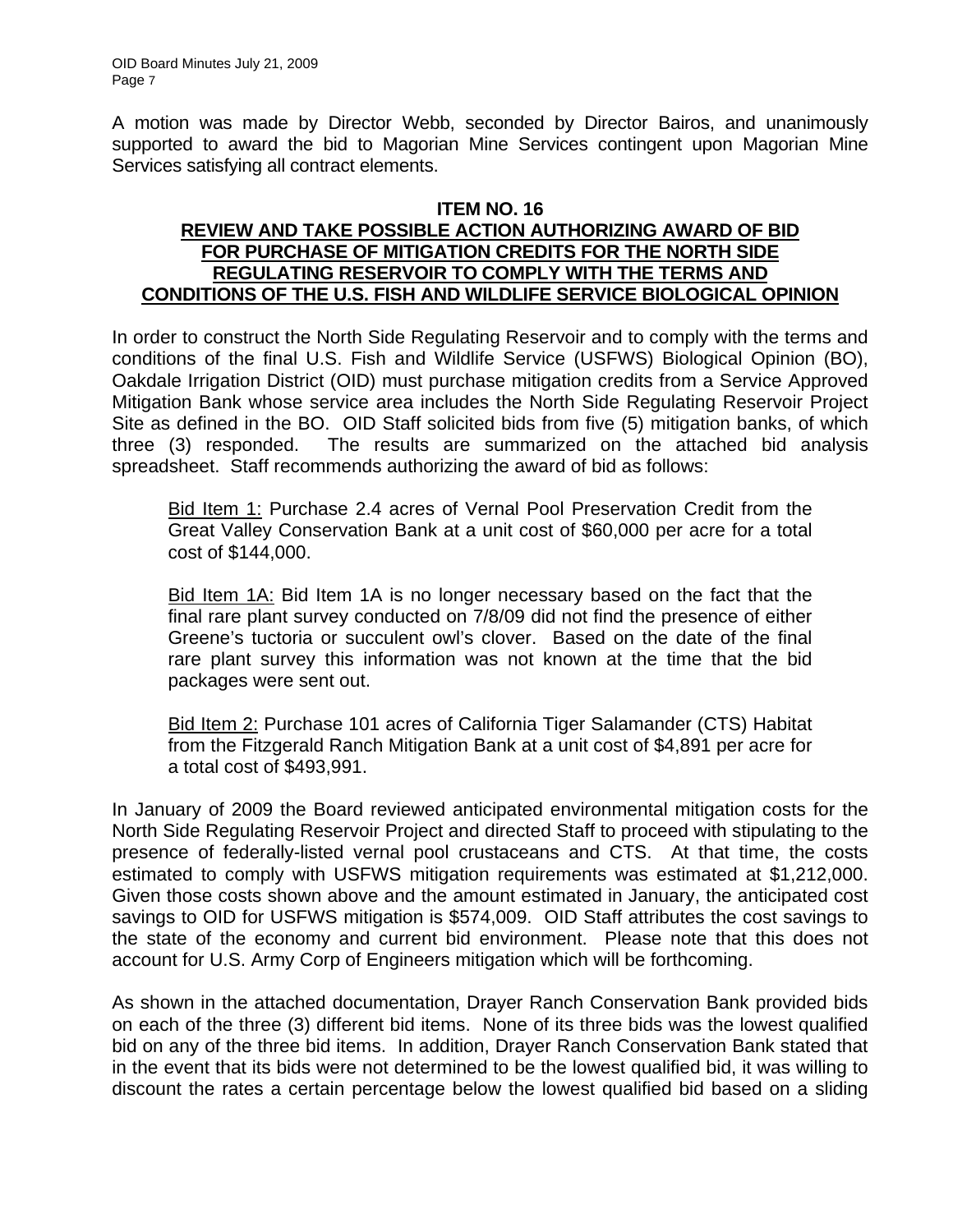A motion was made by Director Webb, seconded by Director Bairos, and unanimously supported to award the bid to Magorian Mine Services contingent upon Magorian Mine Services satisfying all contract elements.

**ITEM NO. 16**

**REVIEW AND TAKE POSSIBLE ACTION AUTHORIZING AWARD OF BID FOR PURCHASE OF MITIGATION CREDITS FOR THE NORTH SIDE REGULATING RESERVOIR TO COMPLY WITH THE TERMS AND CONDITIONS OF THE U.S. FISH AND WILDLIFE SERVICE BIOLOGICAL OPINION**

In order to construct the North Side Regulating Reservoir and to comply with the terms and conditions of the final U.S. Fish and Wildlife Service (USFWS) Biological Opinion (BO), Oakdale Irrigation District (OID) must purchase mitigation credits from a Service Approved Mitigation Bank whose service area includes the North Side Regulating Reservoir Project Site as defined in the BO. OID Staff solicited bids from five (5) mitigation banks, of which three (3) responded. The results are summarized on the attached bid analysis spreadsheet. Staff recommends authorizing the award of bid as follows:

> Bid Item 1: Purchase 2.4 acres of Vernal Pool Preservation Credit from the Great Valley Conservation Bank at a unit cost of $60,000 per acre for a total cost of $144,000.
>
> Bid Item 1A: Bid Item 1A is no longer necessary based on the fact that the final rare plant survey conducted on 7/8/09 did not find the presence of either Greene's tuctoria or succulent owl's clover. Based on the date of the final rare plant survey this information was not known at the time that the bid packages were sent out.
>
> Bid Item 2: Purchase 101 acres of California Tiger Salamander (CTS) Habitat from the Fitzgerald Ranch Mitigation Bank at a unit cost of $4,891 per acre for a total cost of $493,991.

In January of 2009 the Board reviewed anticipated environmental mitigation costs for the North Side Regulating Reservoir Project and directed Staff to proceed with stipulating to the presence of federally-listed vernal pool crustaceans and CTS. At that time, the costs estimated to comply with USFWS mitigation requirements was estimated at $1,212,000. Given those costs shown above and the amount estimated in January, the anticipated cost savings to OID for USFWS mitigation is $574,009. OID Staff attributes the cost savings to the state of the economy and current bid environment. Please note that this does not account for U.S. Army Corp of Engineers mitigation which will be forthcoming.

As shown in the attached documentation, Drayer Ranch Conservation Bank provided bids on each of the three (3) different bid items. None of its three bids was the lowest qualified bid on any of the three bid items. In addition, Drayer Ranch Conservation Bank stated that in the event that its bids were not determined to be the lowest qualified bid, it was willing to discount the rates a certain percentage below the lowest qualified bid based on a sliding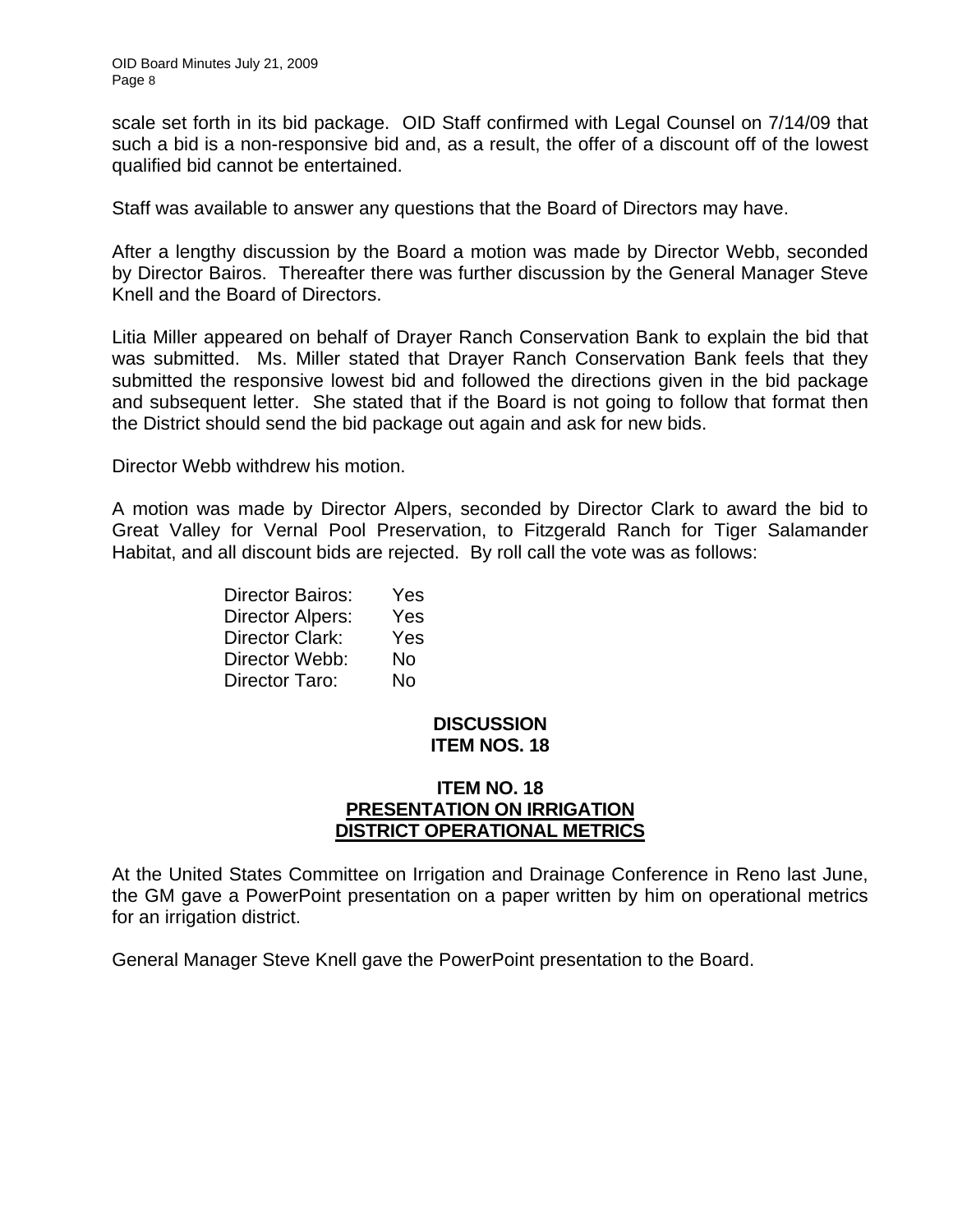scale set forth in its bid package. OID Staff confirmed with Legal Counsel on 7/14/09 that such a bid is a non-responsive bid and, as a result, the offer of a discount off of the lowest qualified bid cannot be entertained.

Staff was available to answer any questions that the Board of Directors may have.

After a lengthy discussion by the Board a motion was made by Director Webb, seconded by Director Bairos. Thereafter there was further discussion by the General Manager Steve Knell and the Board of Directors.

Litia Miller appeared on behalf of Drayer Ranch Conservation Bank to explain the bid that was submitted. Ms. Miller stated that Drayer Ranch Conservation Bank feels that they submitted the responsive lowest bid and followed the directions given in the bid package and subsequent letter. She stated that if the Board is not going to follow that format then the District should send the bid package out again and ask for new bids.

Director Webb withdrew his motion.

A motion was made by Director Alpers, seconded by Director Clark to award the bid to Great Valley for Vernal Pool Preservation, to Fitzgerald Ranch for Tiger Salamander Habitat, and all discount bids are rejected. By roll call the vote was as follows:

| | |
|---|---|
| Director Bairos: | Yes |
| Director Alpers: | Yes |
| Director Clark: | Yes |
| Director Webb: | No |
| Director Taro: | No |

**DISCUSSION**
**ITEM NOS. 18**

**ITEM NO. 18**
**PRESENTATION ON IRRIGATION DISTRICT OPERATIONAL METRICS**

At the United States Committee on Irrigation and Drainage Conference in Reno last June, the GM gave a PowerPoint presentation on a paper written by him on operational metrics for an irrigation district.

General Manager Steve Knell gave the PowerPoint presentation to the Board.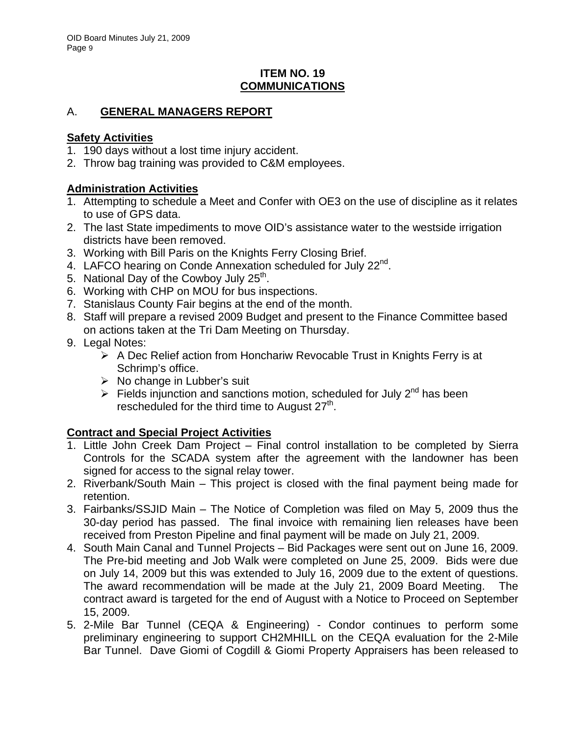## ITEM NO. 19
## COMMUNICATIONS

### A. GENERAL MANAGERS REPORT

**Safety Activities**

1. 190 days without a lost time injury accident.
2. Throw bag training was provided to C&M employees.

**Administration Activities**

1. Attempting to schedule a Meet and Confer with OE3 on the use of discipline as it relates to use of GPS data.
2. The last State impediments to move OID's assistance water to the westside irrigation districts have been removed.
3. Working with Bill Paris on the Knights Ferry Closing Brief.
4. LAFCO hearing on Conde Annexation scheduled for July 22nd.
5. National Day of the Cowboy July 25th.
6. Working with CHP on MOU for bus inspections.
7. Stanislaus County Fair begins at the end of the month.
8. Staff will prepare a revised 2009 Budget and present to the Finance Committee based on actions taken at the Tri Dam Meeting on Thursday.
9. Legal Notes:
   - A Dec Relief action from Honchariw Revocable Trust in Knights Ferry is at Schrimp's office.
   - No change in Lubber's suit
   - Fields injunction and sanctions motion, scheduled for July 2nd has been rescheduled for the third time to August 27th.

**Contract and Special Project Activities**

1. Little John Creek Dam Project – Final control installation to be completed by Sierra Controls for the SCADA system after the agreement with the landowner has been signed for access to the signal relay tower.
2. Riverbank/South Main – This project is closed with the final payment being made for retention.
3. Fairbanks/SSJID Main – The Notice of Completion was filed on May 5, 2009 thus the 30-day period has passed. The final invoice with remaining lien releases have been received from Preston Pipeline and final payment will be made on July 21, 2009.
4. South Main Canal and Tunnel Projects – Bid Packages were sent out on June 16, 2009. The Pre-bid meeting and Job Walk were completed on June 25, 2009. Bids were due on July 14, 2009 but this was extended to July 16, 2009 due to the extent of questions. The award recommendation will be made at the July 21, 2009 Board Meeting. The contract award is targeted for the end of August with a Notice to Proceed on September 15, 2009.
5. 2-Mile Bar Tunnel (CEQA & Engineering) - Condor continues to perform some preliminary engineering to support CH2MHILL on the CEQA evaluation for the 2-Mile Bar Tunnel. Dave Giomi of Cogdill & Giomi Property Appraisers has been released to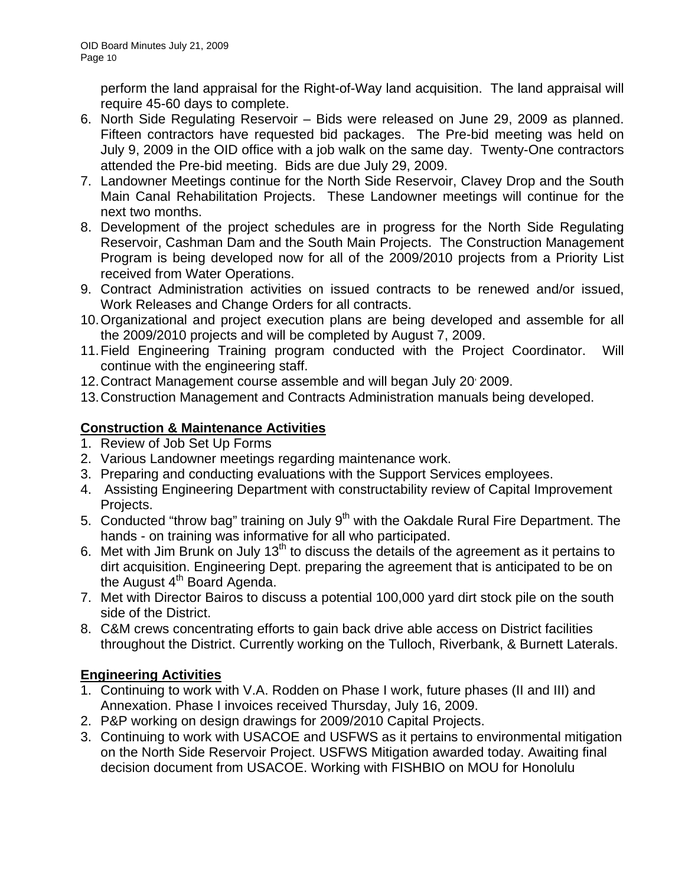perform the land appraisal for the Right-of-Way land acquisition. The land appraisal will require 45-60 days to complete.

6. North Side Regulating Reservoir – Bids were released on June 29, 2009 as planned. Fifteen contractors have requested bid packages. The Pre-bid meeting was held on July 9, 2009 in the OID office with a job walk on the same day. Twenty-One contractors attended the Pre-bid meeting. Bids are due July 29, 2009.
7. Landowner Meetings continue for the North Side Reservoir, Clavey Drop and the South Main Canal Rehabilitation Projects. These Landowner meetings will continue for the next two months.
8. Development of the project schedules are in progress for the North Side Regulating Reservoir, Cashman Dam and the South Main Projects. The Construction Management Program is being developed now for all of the 2009/2010 projects from a Priority List received from Water Operations.
9. Contract Administration activities on issued contracts to be renewed and/or issued, Work Releases and Change Orders for all contracts.
10. Organizational and project execution plans are being developed and assemble for all the 2009/2010 projects and will be completed by August 7, 2009.
11. Field Engineering Training program conducted with the Project Coordinator. Will continue with the engineering staff.
12. Contract Management course assemble and will began July 20, 2009.
13. Construction Management and Contracts Administration manuals being developed.

**Construction & Maintenance Activities**

1. Review of Job Set Up Forms
2. Various Landowner meetings regarding maintenance work.
3. Preparing and conducting evaluations with the Support Services employees.
4. Assisting Engineering Department with constructability review of Capital Improvement Projects.
5. Conducted "throw bag" training on July 9th with the Oakdale Rural Fire Department. The hands - on training was informative for all who participated.
6. Met with Jim Brunk on July 13th to discuss the details of the agreement as it pertains to dirt acquisition. Engineering Dept. preparing the agreement that is anticipated to be on the August 4th Board Agenda.
7. Met with Director Bairos to discuss a potential 100,000 yard dirt stock pile on the south side of the District.
8. C&M crews concentrating efforts to gain back drive able access on District facilities throughout the District. Currently working on the Tulloch, Riverbank, & Burnett Laterals.

**Engineering Activities**

1. Continuing to work with V.A. Rodden on Phase I work, future phases (II and III) and Annexation. Phase I invoices received Thursday, July 16, 2009.
2. P&P working on design drawings for 2009/2010 Capital Projects.
3. Continuing to work with USACOE and USFWS as it pertains to environmental mitigation on the North Side Reservoir Project. USFWS Mitigation awarded today. Awaiting final decision document from USACOE. Working with FISHBIO on MOU for Honolulu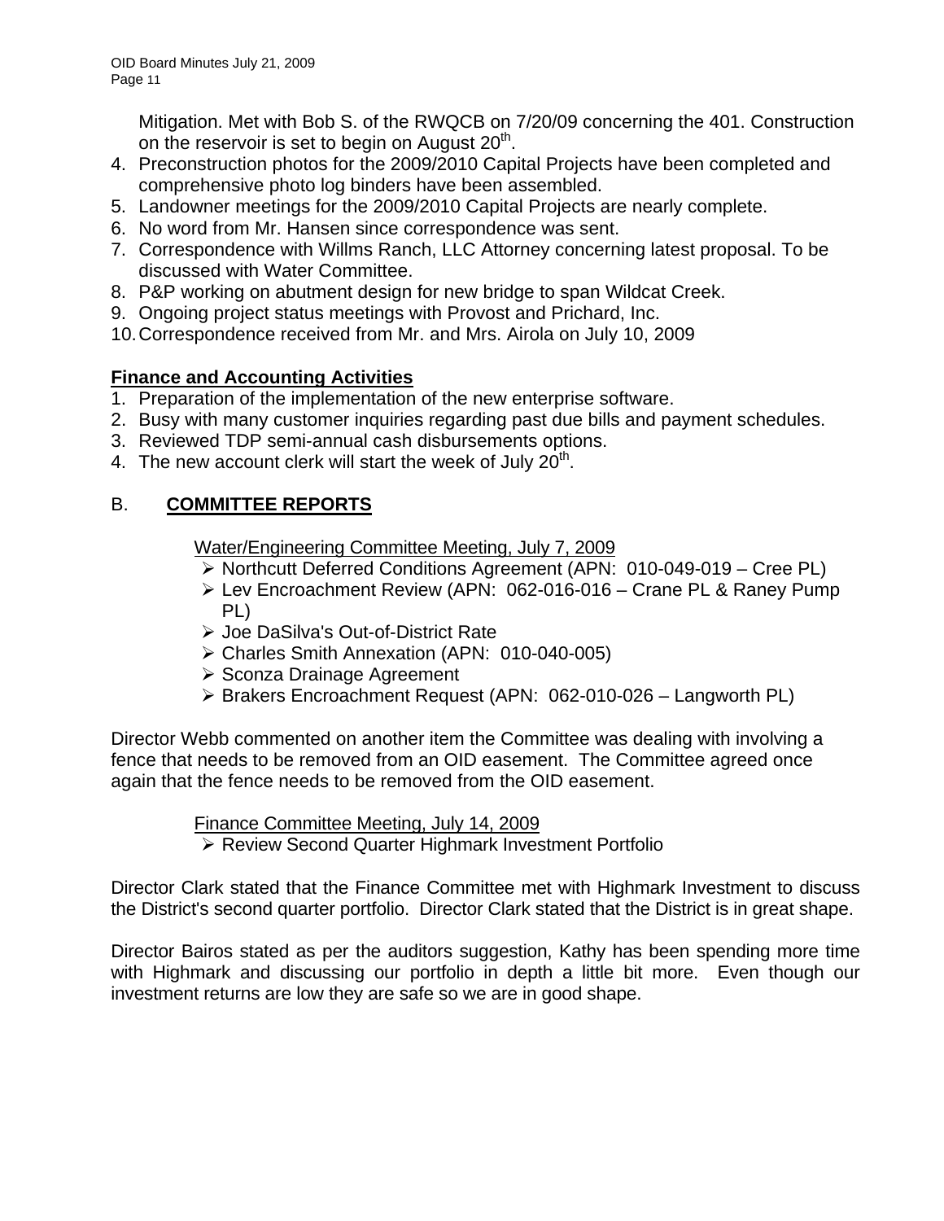Mitigation. Met with Bob S. of the RWQCB on 7/20/09 concerning the 401. Construction on the reservoir is set to begin on August 20th.

4. Preconstruction photos for the 2009/2010 Capital Projects have been completed and comprehensive photo log binders have been assembled.
5. Landowner meetings for the 2009/2010 Capital Projects are nearly complete.
6. No word from Mr. Hansen since correspondence was sent.
7. Correspondence with Willms Ranch, LLC Attorney concerning latest proposal. To be discussed with Water Committee.
8. P&P working on abutment design for new bridge to span Wildcat Creek.
9. Ongoing project status meetings with Provost and Prichard, Inc.
10. Correspondence received from Mr. and Mrs. Airola on July 10, 2009

**Finance and Accounting Activities**

1. Preparation of the implementation of the new enterprise software.
2. Busy with many customer inquiries regarding past due bills and payment schedules.
3. Reviewed TDP semi-annual cash disbursements options.
4. The new account clerk will start the week of July 20th.

## B. COMMITTEE REPORTS

Water/Engineering Committee Meeting, July 7, 2009

- Northcutt Deferred Conditions Agreement (APN: 010-049-019 – Cree PL)
- Lev Encroachment Review (APN: 062-016-016 – Crane PL & Raney Pump PL)
- Joe DaSilva's Out-of-District Rate
- Charles Smith Annexation (APN: 010-040-005)
- Sconza Drainage Agreement
- Brakers Encroachment Request (APN: 062-010-026 – Langworth PL)

Director Webb commented on another item the Committee was dealing with involving a fence that needs to be removed from an OID easement. The Committee agreed once again that the fence needs to be removed from the OID easement.

Finance Committee Meeting, July 14, 2009

- Review Second Quarter Highmark Investment Portfolio

Director Clark stated that the Finance Committee met with Highmark Investment to discuss the District's second quarter portfolio. Director Clark stated that the District is in great shape.

Director Bairos stated as per the auditors suggestion, Kathy has been spending more time with Highmark and discussing our portfolio in depth a little bit more. Even though our investment returns are low they are safe so we are in good shape.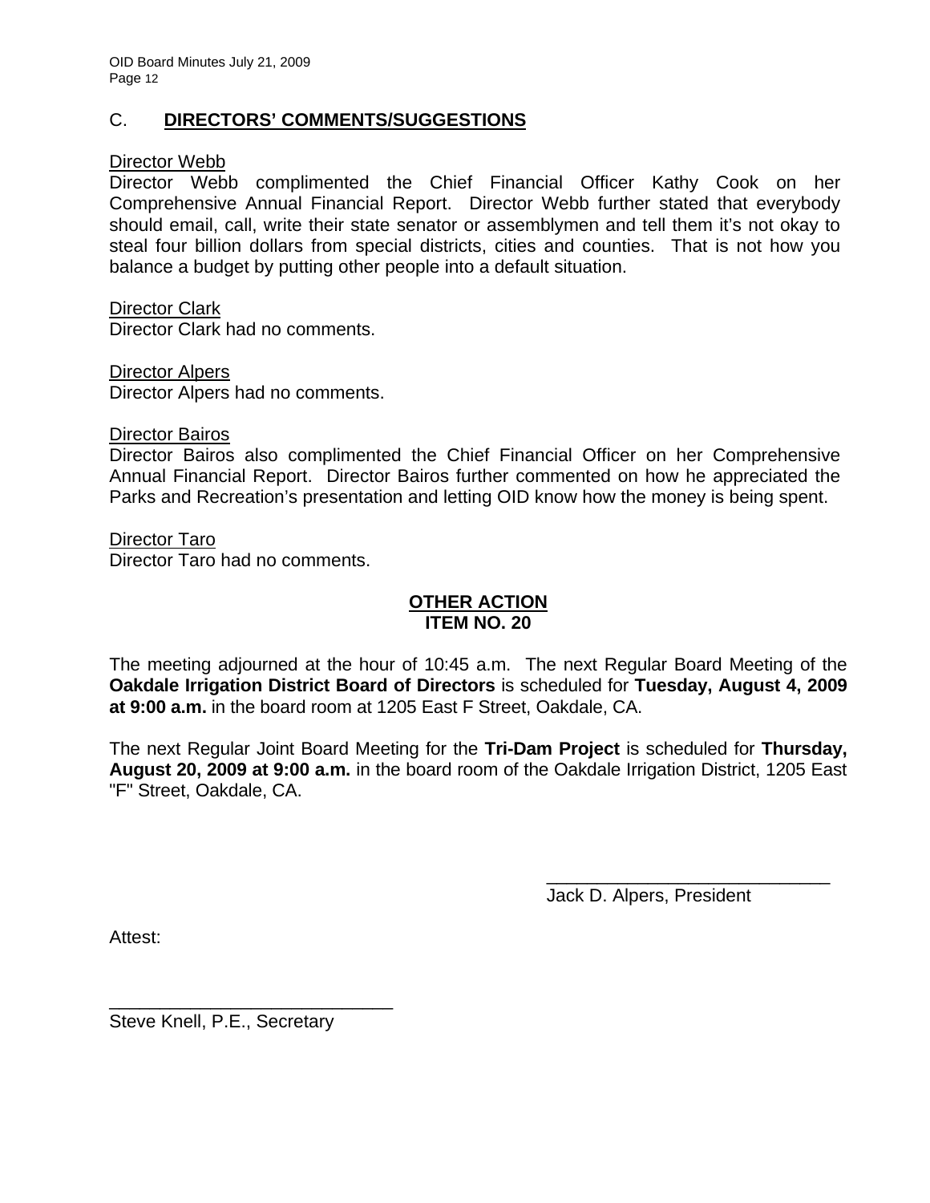## C. DIRECTORS' COMMENTS/SUGGESTIONS

Director Webb

Director Webb complimented the Chief Financial Officer Kathy Cook on her Comprehensive Annual Financial Report. Director Webb further stated that everybody should email, call, write their state senator or assemblymen and tell them it's not okay to steal four billion dollars from special districts, cities and counties. That is not how you balance a budget by putting other people into a default situation.

Director Clark

Director Clark had no comments.

Director Alpers

Director Alpers had no comments.

Director Bairos

Director Bairos also complimented the Chief Financial Officer on her Comprehensive Annual Financial Report. Director Bairos further commented on how he appreciated the Parks and Recreation's presentation and letting OID know how the money is being spent.

Director Taro

Director Taro had no comments.

**OTHER ACTION**
**ITEM NO. 20**

The meeting adjourned at the hour of 10:45 a.m. The next Regular Board Meeting of the **Oakdale Irrigation District Board of Directors** is scheduled for **Tuesday, August 4, 2009 at 9:00 a.m.** in the board room at 1205 East F Street, Oakdale, CA.

The next Regular Joint Board Meeting for the **Tri-Dam Project** is scheduled for **Thursday, August 20, 2009 at 9:00 a.m.** in the board room of the Oakdale Irrigation District, 1205 East "F" Street, Oakdale, CA.

____________________________
Jack D. Alpers, President

Attest:

____________________________
Steve Knell, P.E., Secretary